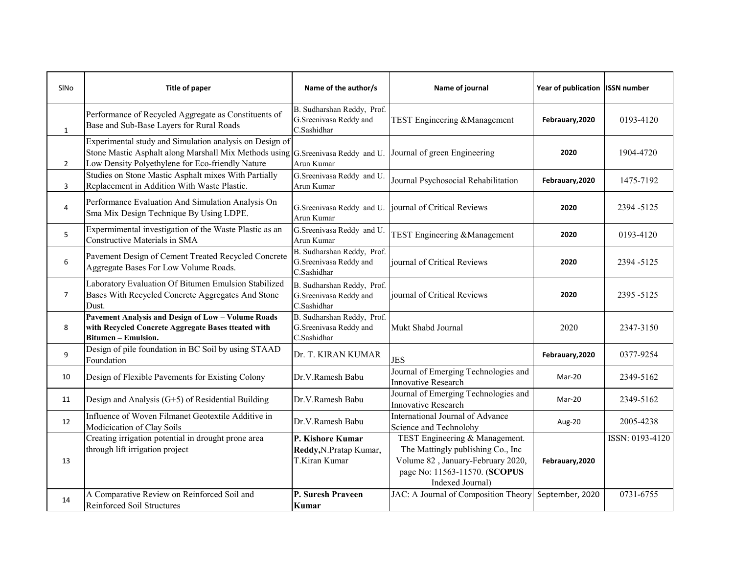| SlNo | Title of paper | Name of the author/s | Name of journal | Year of publication | ISSN number |
|---|---|---|---|---|---|
| 1 | Performance of Recycled Aggregate as Constituents of Base and Sub-Base Layers for Rural Roads | B. Sudharshan Reddy, Prof. G.Sreenivasa Reddy and C.Sashidhar | TEST Engineering &Management | Febrauary,2020 | 0193-4120 |
| 2 | Experimental study and Simulation analysis on Design of Stone Mastic Asphalt along Marshall Mix Methods using Low Density Polyethylene for Eco-friendly Nature | G.Sreenivasa Reddy and U. Arun Kumar | Journal of green Engineering | 2020 | 1904-4720 |
| 3 | Studies on Stone Mastic Asphalt mixes With Partially Replacement in Addition With Waste Plastic. | G.Sreenivasa Reddy and U. Arun Kumar | Journal Psychosocial Rehabilitation | Febrauary,2020 | 1475-7192 |
| 4 | Performance Evaluation And Simulation Analysis On Sma Mix Design Technique By Using LDPE. | G.Sreenivasa Reddy and U. Arun Kumar | journal of Critical Reviews | 2020 | 2394 -5125 |
| 5 | Expermimental investigation of the Waste Plastic as an Constructive Materials in SMA | G.Sreenivasa Reddy and U. Arun Kumar | TEST Engineering &Management | 2020 | 0193-4120 |
| 6 | Pavement Design of Cement Treated Recycled Concrete Aggregate Bases For Low Volume Roads. | B. Sudharshan Reddy, Prof. G.Sreenivasa Reddy and C.Sashidhar | journal of Critical Reviews | 2020 | 2394 -5125 |
| 7 | Laboratory Evaluation Of Bitumen Emulsion Stabilized Bases With Recycled Concrete Aggregates And Stone Dust. | B. Sudharshan Reddy, Prof. G.Sreenivasa Reddy and C.Sashidhar | journal of Critical Reviews | 2020 | 2395 -5125 |
| 8 | **Pavement Analysis and Design of Low – Volume Roads with Recycled Concrete Aggregate Bases tteated with Bitumen – Emulsion.** | B. Sudharshan Reddy, Prof. G.Sreenivasa Reddy and C.Sashidhar | Mukt Shabd Journal | 2020 | 2347-3150 |
| 9 | Design of pile foundation in BC Soil by using STAAD Foundation | Dr. T. KIRAN KUMAR | JES | Febrauary,2020 | 0377-9254 |
| 10 | Design of Flexible Pavements for Existing Colony | Dr.V.Ramesh Babu | Journal of Emerging Technologies and Innovative Research | Mar-20 | 2349-5162 |
| 11 | Design and Analysis (G+5) of Residential Building | Dr.V.Ramesh Babu | Journal of Emerging Technologies and Innovative Research | Mar-20 | 2349-5162 |
| 12 | Influence of Woven Filmanet Geotextile Additive in Modicication of Clay Soils | Dr.V.Ramesh Babu | International Journal of Advance Science and Technolohy | Aug-20 | 2005-4238 |
| 13 | Creating irrigation potential in drought prone area through lift irrigation project | **P. Kishore Kumar Reddy,** N.Pratap Kumar, T.Kiran Kumar | TEST Engineering & Management. The Mattingly publishing Co., Inc Volume 82 , January-February 2020, page No: 11563-11570. (**SCOPUS** Indexed Journal) | Febrauary,2020 | ISSN: 0193-4120 |
| 14 | A Comparative Review on Reinforced Soil and Reinforced Soil Structures | **P. Suresh Praveen Kumar** | JAC: A Journal of Composition Theory | September, 2020 | 0731-6755 |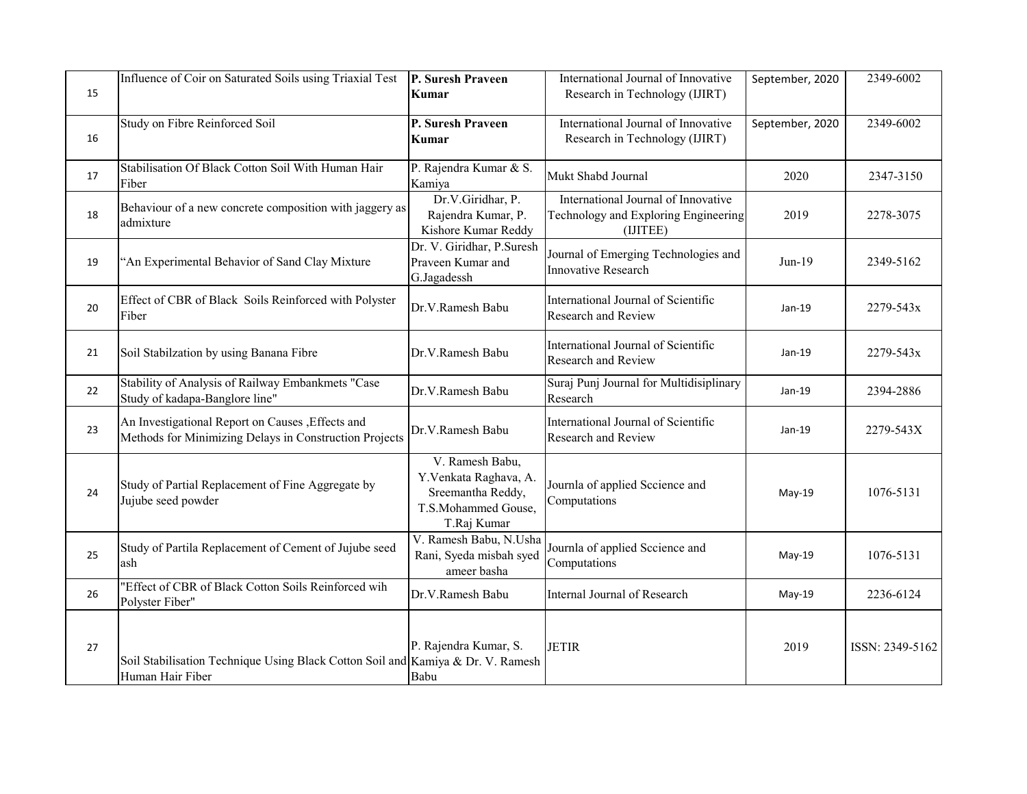| 15 | Influence of Coir on Saturated Soils using Triaxial Test | **P. Suresh Praveen Kumar** | International Journal of Innovative Research in Technology (IJIRT) | September, 2020 | 2349-6002 |
|---|---|---|---|---|---|
| 16 | Study on Fibre Reinforced Soil | **P. Suresh Praveen Kumar** | International Journal of Innovative Research in Technology (IJIRT) | September, 2020 | 2349-6002 |
| 17 | Stabilisation Of Black Cotton Soil With Human Hair Fiber | P. Rajendra Kumar & S. Kamiya | Mukt Shabd Journal | 2020 | 2347-3150 |
| 18 | Behaviour of a new concrete composition with jaggery as admixture | Dr.V.Giridhar, P. Rajendra Kumar, P. Kishore Kumar Reddy | International Journal of Innovative Technology and Exploring Engineering (IJITEE) | 2019 | 2278-3075 |
| 19 | "An Experimental Behavior of Sand Clay Mixture | Dr. V. Giridhar, P.Suresh Praveen Kumar and G.Jagadessh | Journal of Emerging Technologies and Innovative Research | Jun-19 | 2349-5162 |
| 20 | Effect of CBR of Black Soils Reinforced with Polyster Fiber | Dr.V.Ramesh Babu | International Journal of Scientific Research and Review | Jan-19 | 2279-543x |
| 21 | Soil Stabilzation by using Banana Fibre | Dr.V.Ramesh Babu | International Journal of Scientific Research and Review | Jan-19 | 2279-543x |
| 22 | Stability of Analysis of Railway Embankmets "Case Study of kadapa-Banglore line" | Dr.V.Ramesh Babu | Suraj Punj Journal for Multidisiplinary Research | Jan-19 | 2394-2886 |
| 23 | An Investigational Report on Causes ,Effects and Methods for Minimizing Delays in Construction Projects | Dr.V.Ramesh Babu | International Journal of Scientific Research and Review | Jan-19 | 2279-543X |
| 24 | Study of Partial Replacement of Fine Aggregate by Jujube seed powder | V. Ramesh Babu, Y.Venkata Raghava, A. Sreemantha Reddy, T.S.Mohammed Gouse, T.Raj Kumar | Journla of applied Sccience and Computations | May-19 | 1076-5131 |
| 25 | Study of Partila Replacement of Cement of Jujube seed ash | V. Ramesh Babu, N.Usha Rani, Syeda misbah syed ameer basha | Journla of applied Sccience and Computations | May-19 | 1076-5131 |
| 26 | "Effect of CBR of Black Cotton Soils Reinforced wih Polyster Fiber" | Dr.V.Ramesh Babu | Internal Journal of Research | May-19 | 2236-6124 |
| 27 | Soil Stabilisation Technique Using Black Cotton Soil and Human Hair Fiber | P. Rajendra Kumar, S. Kamiya & Dr. V. Ramesh Babu | JETIR | 2019 | ISSN: 2349-5162 |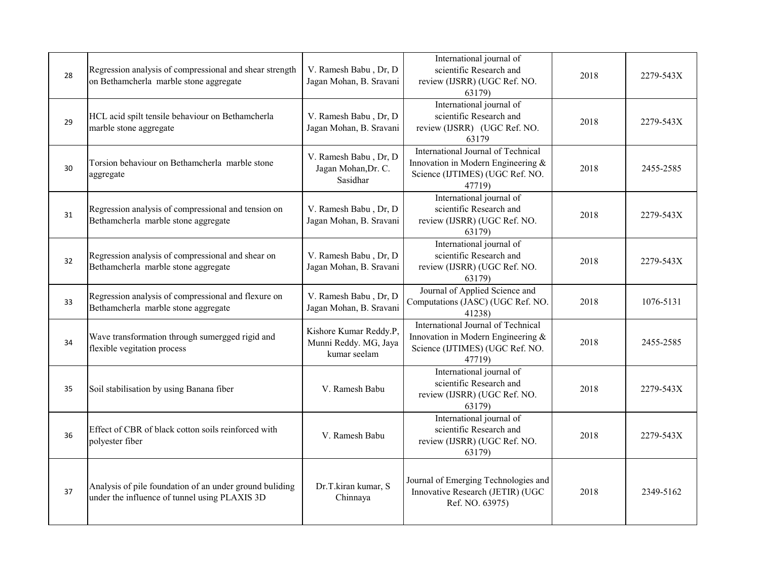| 28 | Regression analysis of compressional and shear strength on Bethamcherla marble stone aggregate | V. Ramesh Babu , Dr, D Jagan Mohan, B. Sravani | International journal of scientific Research and review (IJSRR) (UGC Ref. NO. 63179) | 2018 | 2279-543X |
|---|---|---|---|---|---|
| 29 | HCL acid spilt tensile behaviour on Bethamcherla marble stone aggregate | V. Ramesh Babu , Dr, D Jagan Mohan, B. Sravani | International journal of scientific Research and review (IJSRR) (UGC Ref. NO. 63179 | 2018 | 2279-543X |
| 30 | Torsion behaviour on Bethamcherla marble stone aggregate | V. Ramesh Babu , Dr, D Jagan Mohan,Dr. C. Sasidhar | International Journal of Technical Innovation in Modern Engineering & Science (IJTIMES) (UGC Ref. NO. 47719) | 2018 | 2455-2585 |
| 31 | Regression analysis of compressional and tension on Bethamcherla marble stone aggregate | V. Ramesh Babu , Dr, D Jagan Mohan, B. Sravani | International journal of scientific Research and review (IJSRR) (UGC Ref. NO. 63179) | 2018 | 2279-543X |
| 32 | Regression analysis of compressional and shear on Bethamcherla marble stone aggregate | V. Ramesh Babu , Dr, D Jagan Mohan, B. Sravani | International journal of scientific Research and review (IJSRR) (UGC Ref. NO. 63179) | 2018 | 2279-543X |
| 33 | Regression analysis of compressional and flexure on Bethamcherla marble stone aggregate | V. Ramesh Babu , Dr, D Jagan Mohan, B. Sravani | Journal of Applied Science and Computations (JASC) (UGC Ref. NO. 41238) | 2018 | 1076-5131 |
| 34 | Wave transformation through sumergged rigid and flexible vegitation process | Kishore Kumar Reddy.P, Munni Reddy. MG, Jaya kumar seelam | International Journal of Technical Innovation in Modern Engineering & Science (IJTIMES) (UGC Ref. NO. 47719) | 2018 | 2455-2585 |
| 35 | Soil stabilisation by using Banana fiber | V. Ramesh Babu | International journal of scientific Research and review (IJSRR) (UGC Ref. NO. 63179) | 2018 | 2279-543X |
| 36 | Effect of CBR of black cotton soils reinforced with polyester fiber | V. Ramesh Babu | International journal of scientific Research and review (IJSRR) (UGC Ref. NO. 63179) | 2018 | 2279-543X |
| 37 | Analysis of pile foundation of an under ground buliding under the influence of tunnel using PLAXIS 3D | Dr.T.kiran kumar, S Chinnaya | Journal of Emerging Technologies and Innovative Research (JETIR) (UGC Ref. NO. 63975) | 2018 | 2349-5162 |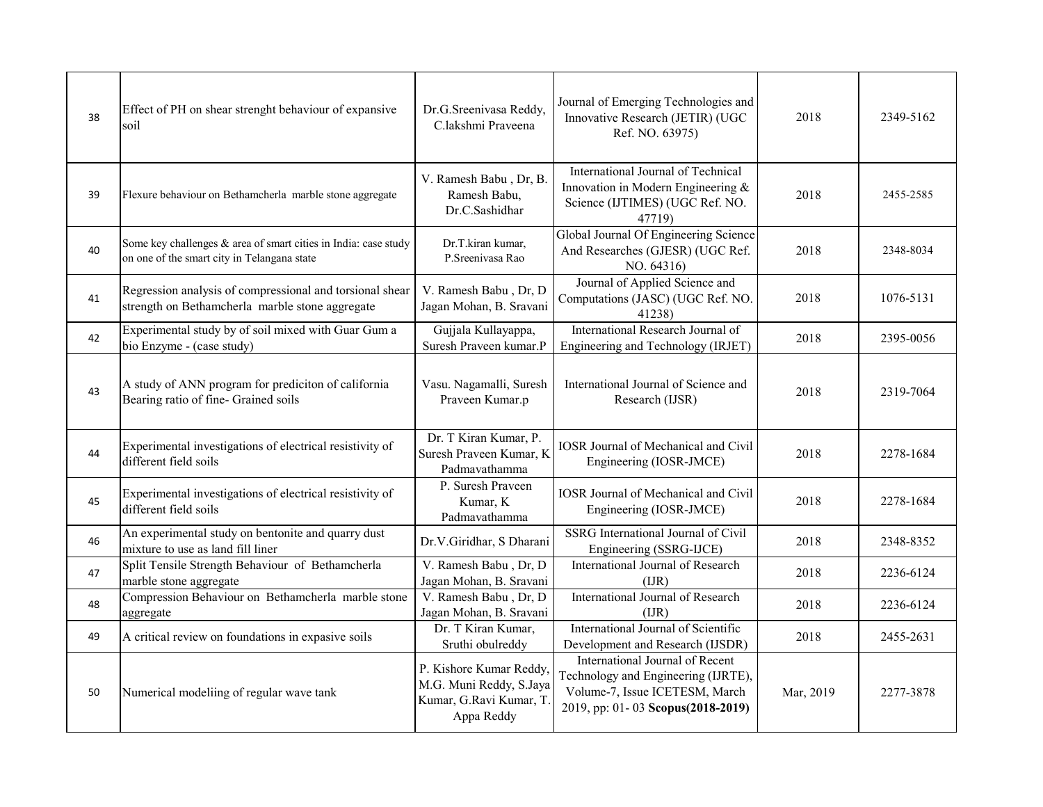| 38 | Effect of PH on shear strenght behaviour of expansive soil | Dr.G.Sreenivasa Reddy, C.lakshmi Praveena | Journal of Emerging Technologies and Innovative Research (JETIR) (UGC Ref. NO. 63975) | 2018 | 2349-5162 |
|---|---|---|---|---|---|
| 39 | Flexure behaviour on Bethamcherla marble stone aggregate | V. Ramesh Babu , Dr, B. Ramesh Babu, Dr.C.Sashidhar | International Journal of Technical Innovation in Modern Engineering & Science (IJTIMES) (UGC Ref. NO. 47719) | 2018 | 2455-2585 |
| 40 | Some key challenges & area of smart cities in India: case study on one of the smart city in Telangana state | Dr.T.kiran kumar, P.Sreenivasa Rao | Global Journal Of Engineering Science And Researches (GJESR) (UGC Ref. NO. 64316) | 2018 | 2348-8034 |
| 41 | Regression analysis of compressional and torsional shear strength on Bethamcherla marble stone aggregate | V. Ramesh Babu , Dr, D Jagan Mohan, B. Sravani | Journal of Applied Science and Computations (JASC) (UGC Ref. NO. 41238) | 2018 | 1076-5131 |
| 42 | Experimental study by of soil mixed with Guar Gum a bio Enzyme - (case study) | Gujjala Kullayappa, Suresh Praveen kumar.P | International Research Journal of Engineering and Technology (IRJET) | 2018 | 2395-0056 |
| 43 | A study of ANN program for prediciton of california Bearing ratio of fine- Grained soils | Vasu. Nagamalli, Suresh Praveen Kumar.p | International Journal of Science and Research (IJSR) | 2018 | 2319-7064 |
| 44 | Experimental investigations of electrical resistivity of different field soils | Dr. T Kiran Kumar, P. Suresh Praveen Kumar, K Padmavathamma | IOSR Journal of Mechanical and Civil Engineering (IOSR-JMCE) | 2018 | 2278-1684 |
| 45 | Experimental investigations of electrical resistivity of different field soils | P. Suresh Praveen Kumar, K Padmavathamma | IOSR Journal of Mechanical and Civil Engineering (IOSR-JMCE) | 2018 | 2278-1684 |
| 46 | An experimental study on bentonite and quarry dust mixture to use as land fill liner | Dr.V.Giridhar, S Dharani | SSRG International Journal of Civil Engineering (SSRG-IJCE) | 2018 | 2348-8352 |
| 47 | Split Tensile Strength Behaviour of Bethamcherla marble stone aggregate | V. Ramesh Babu , Dr, D Jagan Mohan, B. Sravani | International Journal of Research (IJR) | 2018 | 2236-6124 |
| 48 | Compression Behaviour on Bethamcherla marble stone aggregate | V. Ramesh Babu , Dr, D Jagan Mohan, B. Sravani | International Journal of Research (IJR) | 2018 | 2236-6124 |
| 49 | A critical review on foundations in expasive soils | Dr. T Kiran Kumar, Sruthi obulreddy | International Journal of Scientific Development and Research (IJSDR) | 2018 | 2455-2631 |
| 50 | Numerical modeliing of regular wave tank | P. Kishore Kumar Reddy, M.G. Muni Reddy, S.Jaya Kumar, G.Ravi Kumar, T. Appa Reddy | International Journal of Recent Technology and Engineering (IJRTE), Volume-7, Issue ICETESM, March 2019, pp: 01- 03 **Scopus(2018-2019)** | Mar, 2019 | 2277-3878 |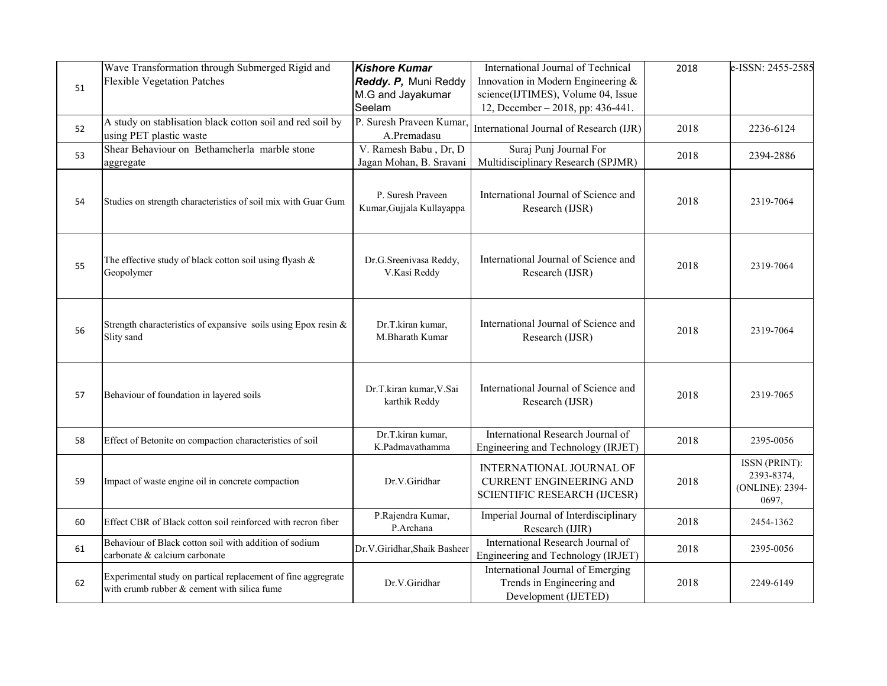| | | | | | |
|---|---|---|---|---|---|
| 51 | Wave Transformation through Submerged Rigid and Flexible Vegetation Patches | ***Kishore Kumar Reddy. P,*** Muni Reddy M.G and Jayakumar Seelam | International Journal of Technical Innovation in Modern Engineering & science(IJTIMES), Volume 04, Issue 12, December – 2018, pp: 436-441. | 2018 | e-ISSN: 2455-2585 |
| 52 | A study on stablisation black cotton soil and red soil by using PET plastic waste | P. Suresh Praveen Kumar, A.Premadasu | International Journal of Research (IJR) | 2018 | 2236-6124 |
| 53 | Shear Behaviour on Bethamcherla marble stone aggregate | V. Ramesh Babu , Dr, D Jagan Mohan, B. Sravani | Suraj Punj Journal For Multidisciplinary Research (SPJMR) | 2018 | 2394-2886 |
| 54 | Studies on strength characteristics of soil mix with Guar Gum | P. Suresh Praveen Kumar,Gujjala Kullayappa | International Journal of Science and Research (IJSR) | 2018 | 2319-7064 |
| 55 | The effective study of black cotton soil using flyash & Geopolymer | Dr.G.Sreenivasa Reddy, V.Kasi Reddy | International Journal of Science and Research (IJSR) | 2018 | 2319-7064 |
| 56 | Strength characteristics of expansive soils using Epox resin & Slity sand | Dr.T.kiran kumar, M.Bharath Kumar | International Journal of Science and Research (IJSR) | 2018 | 2319-7064 |
| 57 | Behaviour of foundation in layered soils | Dr.T.kiran kumar,V.Sai karthik Reddy | International Journal of Science and Research (IJSR) | 2018 | 2319-7065 |
| 58 | Effect of Betonite on compaction characteristics of soil | Dr.T.kiran kumar, K.Padmavathamma | International Research Journal of Engineering and Technology (IRJET) | 2018 | 2395-0056 |
| 59 | Impact of waste engine oil in concrete compaction | Dr.V.Giridhar | INTERNATIONAL JOURNAL OF CURRENT ENGINEERING AND SCIENTIFIC RESEARCH (IJCESR) | 2018 | ISSN (PRINT): 2393-8374, (ONLINE): 2394-0697, |
| 60 | Effect CBR of Black cotton soil reinforced with recron fiber | P.Rajendra Kumar, P.Archana | Imperial Journal of Interdisciplinary Research (IJIR) | 2018 | 2454-1362 |
| 61 | Behaviour of Black cotton soil with addition of sodium carbonate & calcium carbonate | Dr.V.Giridhar,Shaik Basheer | International Research Journal of Engineering and Technology (IRJET) | 2018 | 2395-0056 |
| 62 | Experimental study on partical replacement of fine aggregrate with crumb rubber & cement with silica fume | Dr.V.Giridhar | International Journal of Emerging Trends in Engineering and Development (IJETED) | 2018 | 2249-6149 |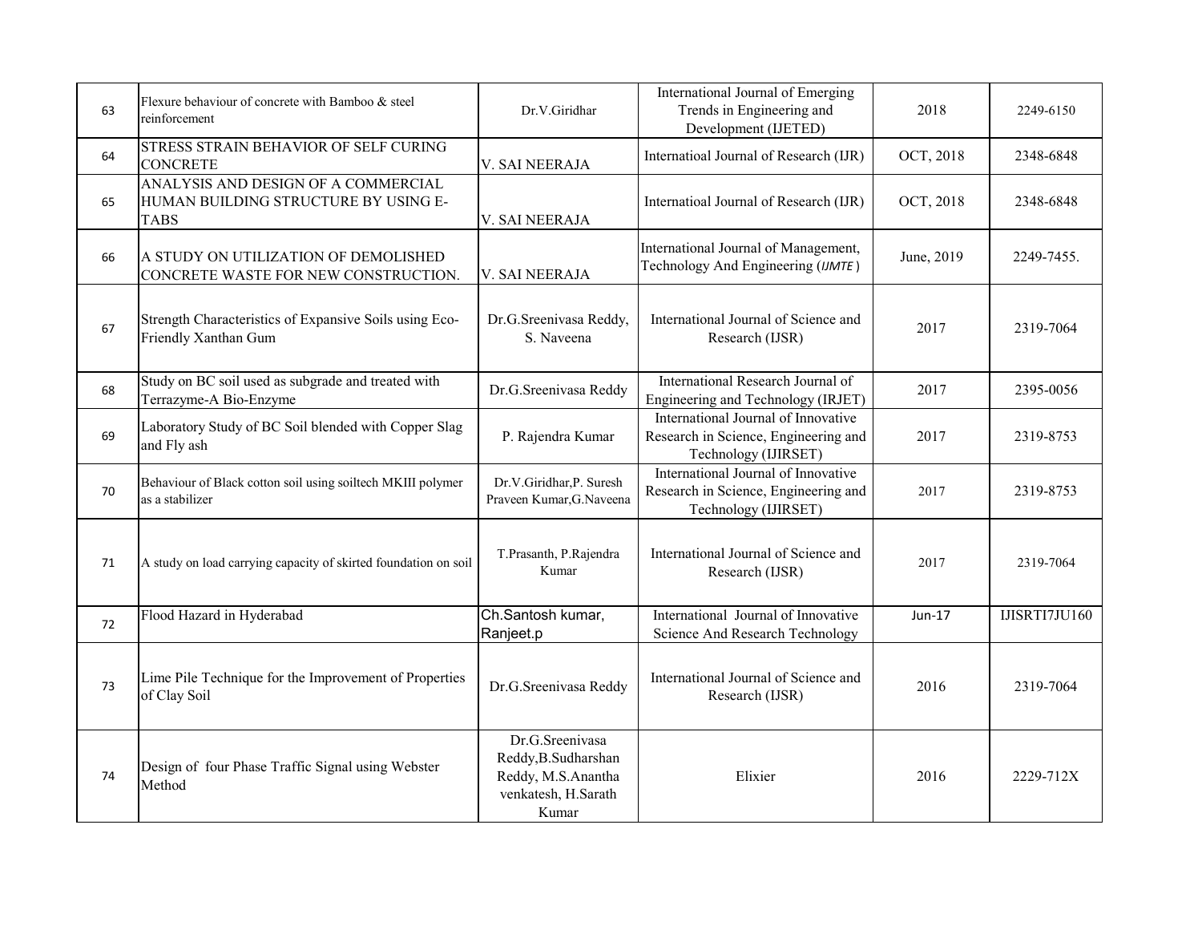| | | | | | |
|---|---|---|---|---|---|
| 63 | Flexure behaviour of concrete with Bamboo & steel reinforcement | Dr.V.Giridhar | International Journal of Emerging Trends in Engineering and Development (IJETED) | 2018 | 2249-6150 |
| 64 | STRESS STRAIN BEHAVIOR OF SELF CURING CONCRETE | V. SAI NEERAJA | Internatioal Journal of Research (IJR) | OCT, 2018 | 2348-6848 |
| 65 | ANALYSIS AND DESIGN OF A COMMERCIAL HUMAN BUILDING STRUCTURE BY USING E-TABS | V. SAI NEERAJA | Internatioal Journal of Research (IJR) | OCT, 2018 | 2348-6848 |
| 66 | A STUDY ON UTILIZATION OF DEMOLISHED CONCRETE WASTE FOR NEW CONSTRUCTION. | V. SAI NEERAJA | International Journal of Management, Technology And Engineering (*IJMTE*) | June, 2019 | 2249-7455. |
| 67 | Strength Characteristics of Expansive Soils using Eco-Friendly Xanthan Gum | Dr.G.Sreenivasa Reddy, S. Naveena | International Journal of Science and Research (IJSR) | 2017 | 2319-7064 |
| 68 | Study on BC soil used as subgrade and treated with Terrazyme-A Bio-Enzyme | Dr.G.Sreenivasa Reddy | International Research Journal of Engineering and Technology (IRJET) | 2017 | 2395-0056 |
| 69 | Laboratory Study of BC Soil blended with Copper Slag and Fly ash | P. Rajendra Kumar | International Journal of Innovative Research in Science, Engineering and Technology (IJIRSET) | 2017 | 2319-8753 |
| 70 | Behaviour of Black cotton soil using soiltech MKIII polymer as a stabilizer | Dr.V.Giridhar,P. Suresh Praveen Kumar,G.Naveena | International Journal of Innovative Research in Science, Engineering and Technology (IJIRSET) | 2017 | 2319-8753 |
| 71 | A study on load carrying capacity of skirted foundation on soil | T.Prasanth, P.Rajendra Kumar | International Journal of Science and Research (IJSR) | 2017 | 2319-7064 |
| 72 | Flood Hazard in Hyderabad | Ch.Santosh kumar, Ranjeet.p | International Journal of Innovative Science And Research Technology | Jun-17 | IJISRTI7JU160 |
| 73 | Lime Pile Technique for the Improvement of Properties of Clay Soil | Dr.G.Sreenivasa Reddy | International Journal of Science and Research (IJSR) | 2016 | 2319-7064 |
| 74 | Design of four Phase Traffic Signal using Webster Method | Dr.G.Sreenivasa Reddy,B.Sudharshan Reddy, M.S.Anantha venkatesh, H.Sarath Kumar | Elixier | 2016 | 2229-712X |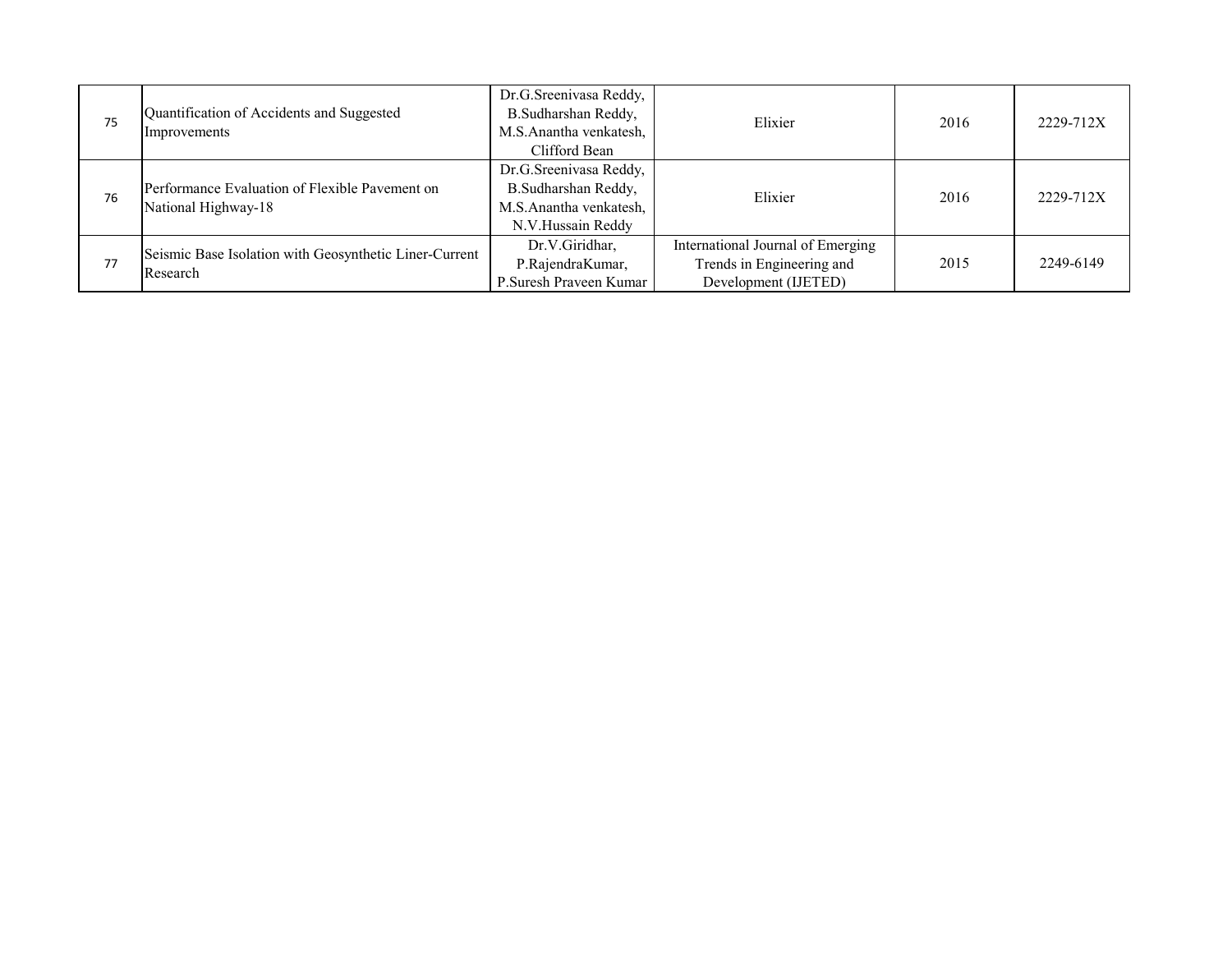| 75 | Quantification of Accidents and Suggested Improvements | Dr.G.Sreenivasa Reddy, B.Sudharshan Reddy, M.S.Anantha venkatesh, Clifford Bean | Elixier | 2016 | 2229-712X |
|---|---|---|---|---|---|
| 76 | Performance Evaluation of Flexible Pavement on National Highway-18 | Dr.G.Sreenivasa Reddy, B.Sudharshan Reddy, M.S.Anantha venkatesh, N.V.Hussain Reddy | Elixier | 2016 | 2229-712X |
| 77 | Seismic Base Isolation with Geosynthetic Liner-Current Research | Dr.V.Giridhar, P.RajendraKumar, P.Suresh Praveen Kumar | International Journal of Emerging Trends in Engineering and Development (IJETED) | 2015 | 2249-6149 |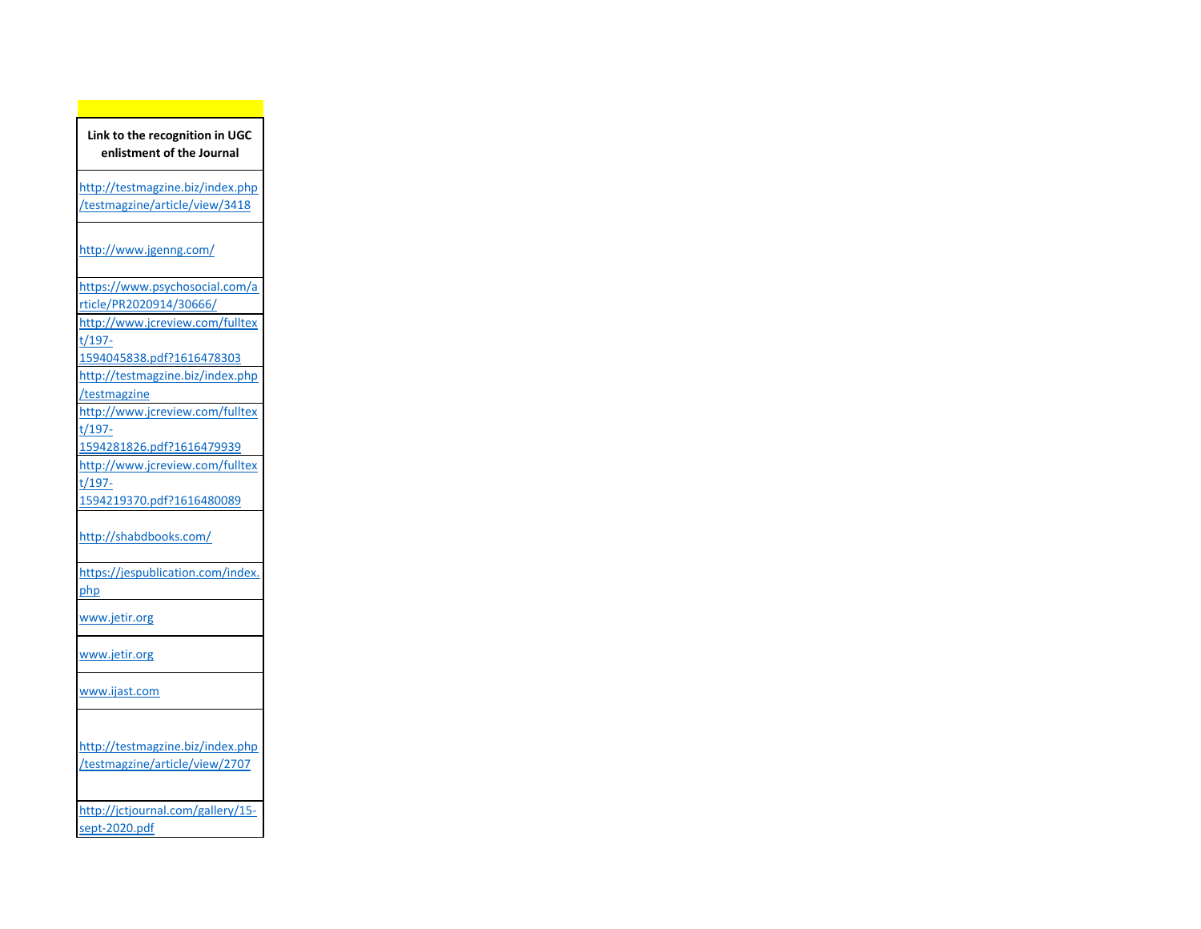| Link to the recognition in UGC enlistment of the Journal |
| --- |
| http://testmagzine.biz/index.php/testmagzine/article/view/3418 |
| http://www.jgenng.com/ |
| https://www.psychosocial.com/article/PR2020914/30666/ |
| http://www.jcreview.com/fulltext/197-1594045838.pdf?1616478303 |
| http://testmagzine.biz/index.php/testmagzine |
| http://www.jcreview.com/fulltext/197-1594281826.pdf?1616479939 |
| http://www.jcreview.com/fulltext/197-1594219370.pdf?1616480089 |
| http://shabdbooks.com/ |
| https://jespublication.com/index.php |
| www.jetir.org |
| www.jetir.org |
| www.ijast.com |
| http://testmagzine.biz/index.php/testmagzine/article/view/2707 |
| http://jctjournal.com/gallery/15-sept-2020.pdf |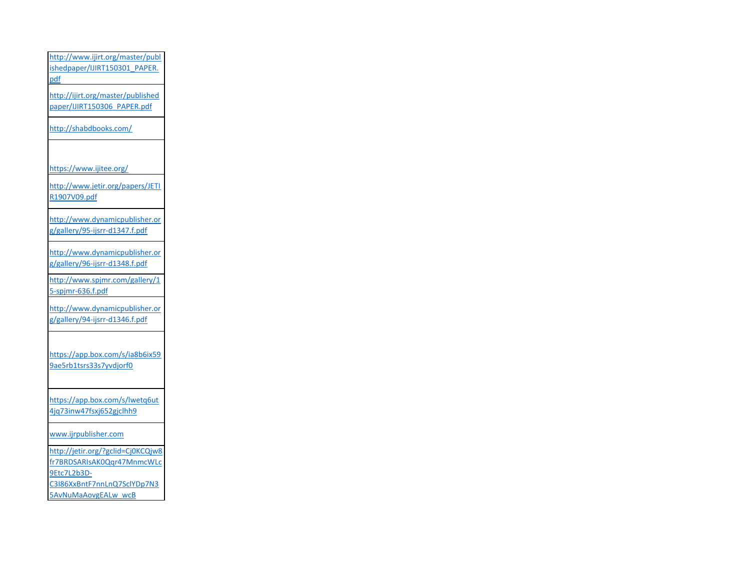| |
|---|
| http://www.ijirt.org/master/publishedpaper/IJIRT150301_PAPER.pdf |
| http://ijirt.org/master/publishedpaper/IJIRT150306_PAPER.pdf |
| http://shabdbooks.com/ |
| https://www.ijitee.org/ |
| http://www.jetir.org/papers/JETIR1907V09.pdf |
| http://www.dynamicpublisher.org/gallery/95-ijsrr-d1347.f.pdf |
| http://www.dynamicpublisher.org/gallery/96-ijsrr-d1348.f.pdf |
| http://www.spjmr.com/gallery/15-spjmr-636.f.pdf |
| http://www.dynamicpublisher.org/gallery/94-ijsrr-d1346.f.pdf |
| https://app.box.com/s/ia8b6ix599ae5rb1tsrs33s7yvdjorf0 |
| https://app.box.com/s/lwetq6ut4jq73inw47fsxj652gjclhh9 |
| www.ijrpublisher.com |
| http://jetir.org/?gclid=Cj0KCQjw8fr7BRDSARIsAK0Qqr47MnmcWLc9Etc7L2b3D-C3I86XxBntF7nnLnQ7SclYDp7N35AvNuMaAovgEALw_wcB |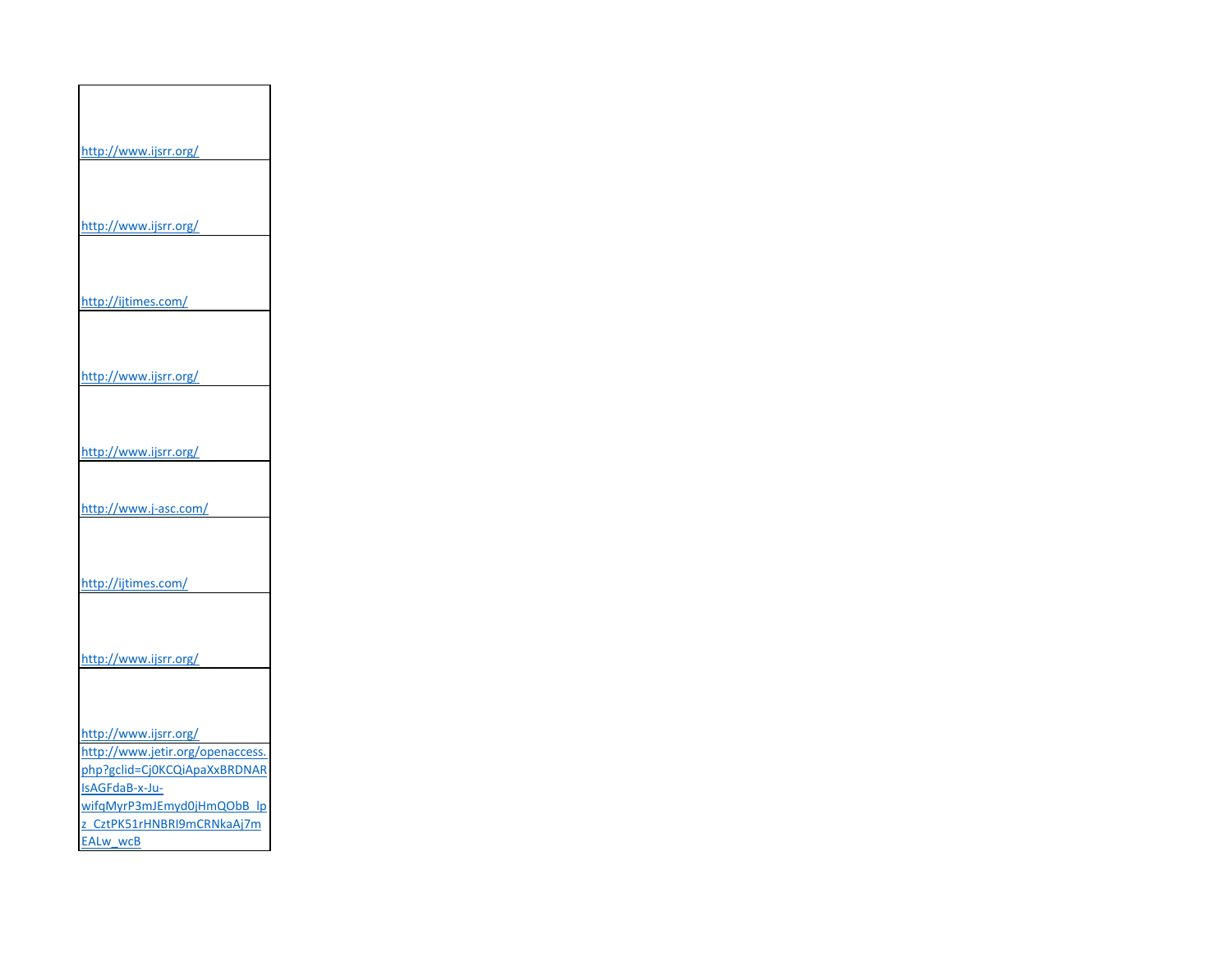| |
|---|
| http://www.ijsrr.org/ |
| http://www.ijsrr.org/ |
| http://ijtimes.com/ |
| http://www.ijsrr.org/ |
| http://www.ijsrr.org/ |
| http://www.j-asc.com/ |
| http://ijtimes.com/ |
| http://www.ijsrr.org/ |
| http://www.ijsrr.org/ |
| http://www.jetir.org/openaccess.php?gclid=Cj0KCQiApaXxBRDNARIsAGFdaB-x-Ju-wifqMyrP3mJEmyd0jHmQObB_lpz_CztPK51rHNBRI9mCRNkaAj7mEALw_wcB |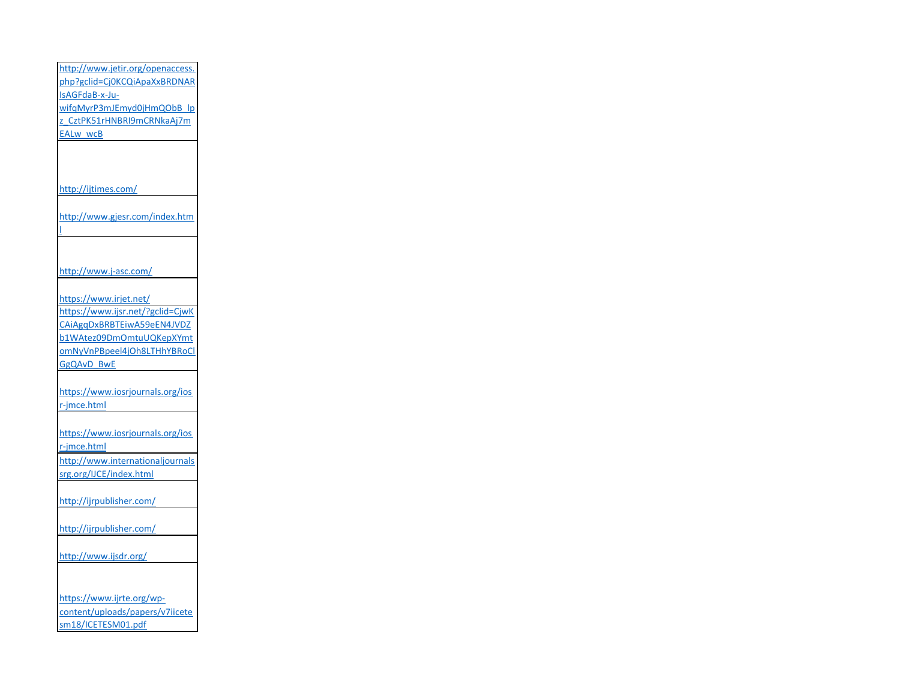| |
|---|
| http://www.jetir.org/openaccess.php?gclid=Cj0KCQiApaXxBRDNARIsAGFdaB-x-Ju-wifqMyrP3mJEmyd0jHmQObB_lpz_CztPK51rHNBRl9mCRNkaAj7mEALw_wcB |
| http://ijtimes.com/ |
| http://www.gjesr.com/index.html |
| http://www.j-asc.com/ |
| https://www.irjet.net/ |
| https://www.ijsr.net/?gclid=CjwKCAiAgqDxBRBTEiwA59eEN4JVDZb1WAtez09DmOmtuUQKepXYmtomNyVnPBpeel4jOh8LTHhYBRoClGgQAvD_BwE |
| https://www.iosrjournals.org/iosr-jmce.html |
| https://www.iosrjournals.org/iosr-jmce.html |
| http://www.internationaljournalssrg.org/IJCE/index.html |
| http://ijrpublisher.com/ |
| http://ijrpublisher.com/ |
| http://www.ijsdr.org/ |
| https://www.ijrte.org/wp-content/uploads/papers/v7iicetesm18/ICETESM01.pdf |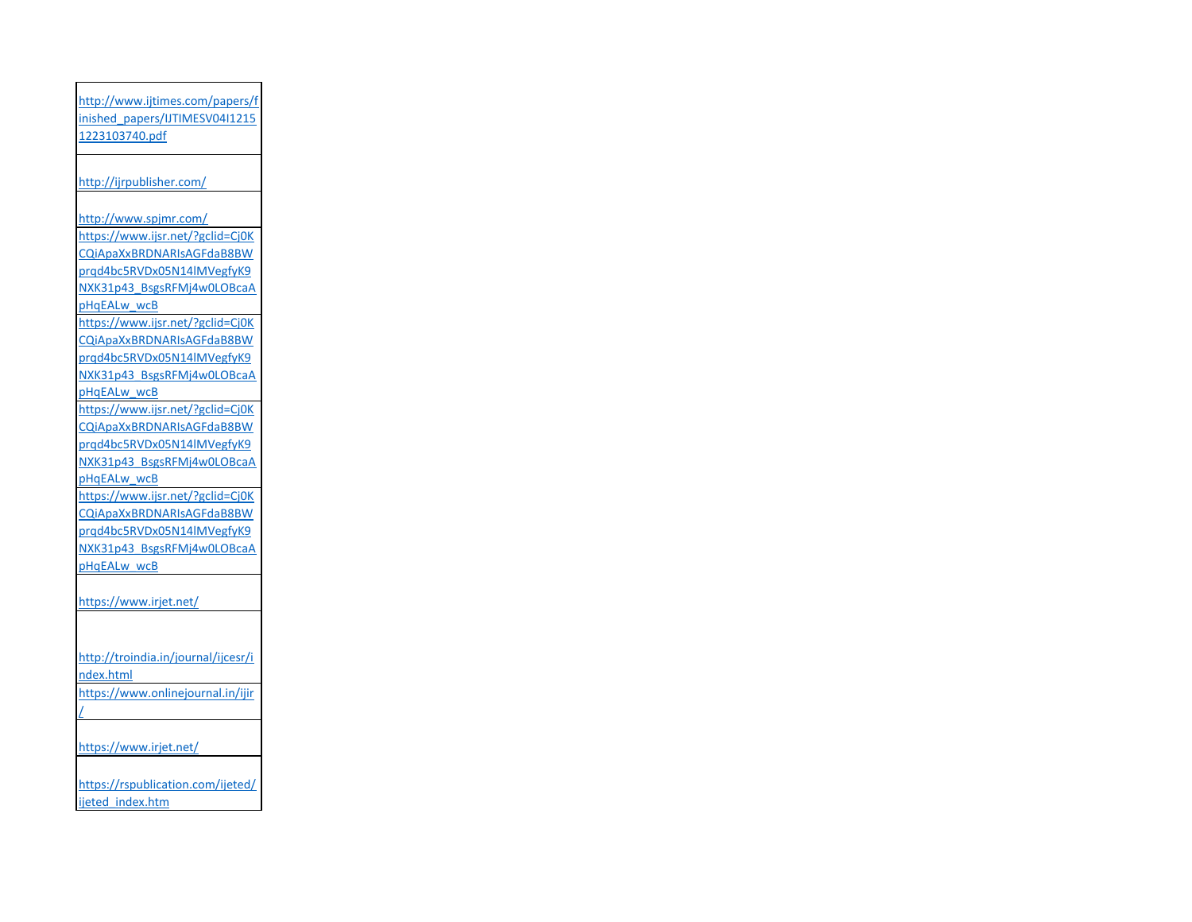| |
|---|
| http://www.ijtimes.com/papers/finished_papers/IJTIMESV04I12151223103740.pdf |
| http://ijrpublisher.com/ |
| http://www.spjmr.com/ |
| https://www.ijsr.net/?gclid=Cj0KCQiApaXxBRDNARIsAGFdaB8BWprqd4bc5RVDx05N14lMVegfyK9NXK31p43_BsgsRFMj4w0LOBcaApHqEALw_wcB |
| https://www.ijsr.net/?gclid=Cj0KCQiApaXxBRDNARIsAGFdaB8BWprqd4bc5RVDx05N14lMVegfyK9NXK31p43_BsgsRFMj4w0LOBcaApHqEALw_wcB |
| https://www.ijsr.net/?gclid=Cj0KCQiApaXxBRDNARIsAGFdaB8BWprqd4bc5RVDx05N14lMVegfyK9NXK31p43_BsgsRFMj4w0LOBcaApHqEALw_wcB |
| https://www.ijsr.net/?gclid=Cj0KCQiApaXxBRDNARIsAGFdaB8BWprqd4bc5RVDx05N14lMVegfyK9NXK31p43_BsgsRFMj4w0LOBcaApHqEALw_wcB |
| https://www.irjet.net/ |
| http://troindia.in/journal/ijcesr/index.html |
| https://www.onlinejournal.in/ijir/ |
| https://www.irjet.net/ |
| https://rspublication.com/ijeted/ijeted_index.htm |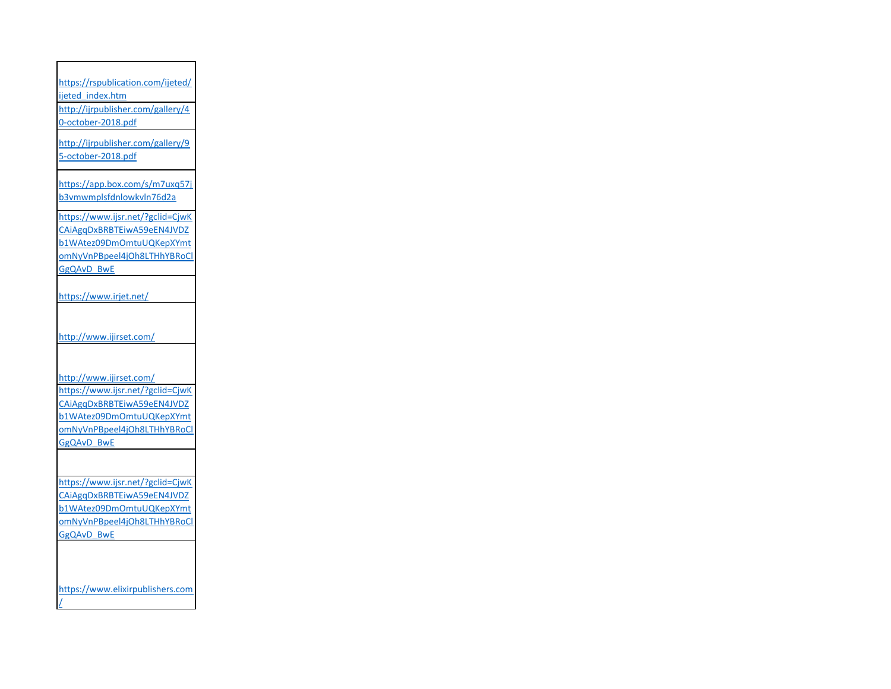| |
|---|
| https://rspublication.com/ijeted/ijeted_index.htm |
| http://ijrpublisher.com/gallery/40-october-2018.pdf |
| http://ijrpublisher.com/gallery/95-october-2018.pdf |
| https://app.box.com/s/m7uxq57jb3vmwmplsfdnlowkvln76d2a |
| https://www.ijsr.net/?gclid=CjwKCAiAgqDxBRBTEiwA59eEN4JVDZb1WAtez09DmOmtuUQKepXYmtomNyVnPBpeel4jOh8LTHhYBRoClGgQAvD_BwE |
| https://www.irjet.net/ |
| http://www.ijirset.com/ |
| http://www.ijirset.com/ |
| https://www.ijsr.net/?gclid=CjwKCAiAgqDxBRBTEiwA59eEN4JVDZb1WAtez09DmOmtuUQKepXYmtomNyVnPBpeel4jOh8LTHhYBRoClGgQAvD_BwE |
| |
| https://www.ijsr.net/?gclid=CjwKCAiAgqDxBRBTEiwA59eEN4JVDZb1WAtez09DmOmtuUQKepXYmtomNyVnPBpeel4jOh8LTHhYBRoClGgQAvD_BwE |
| https://www.elixirpublishers.com/ |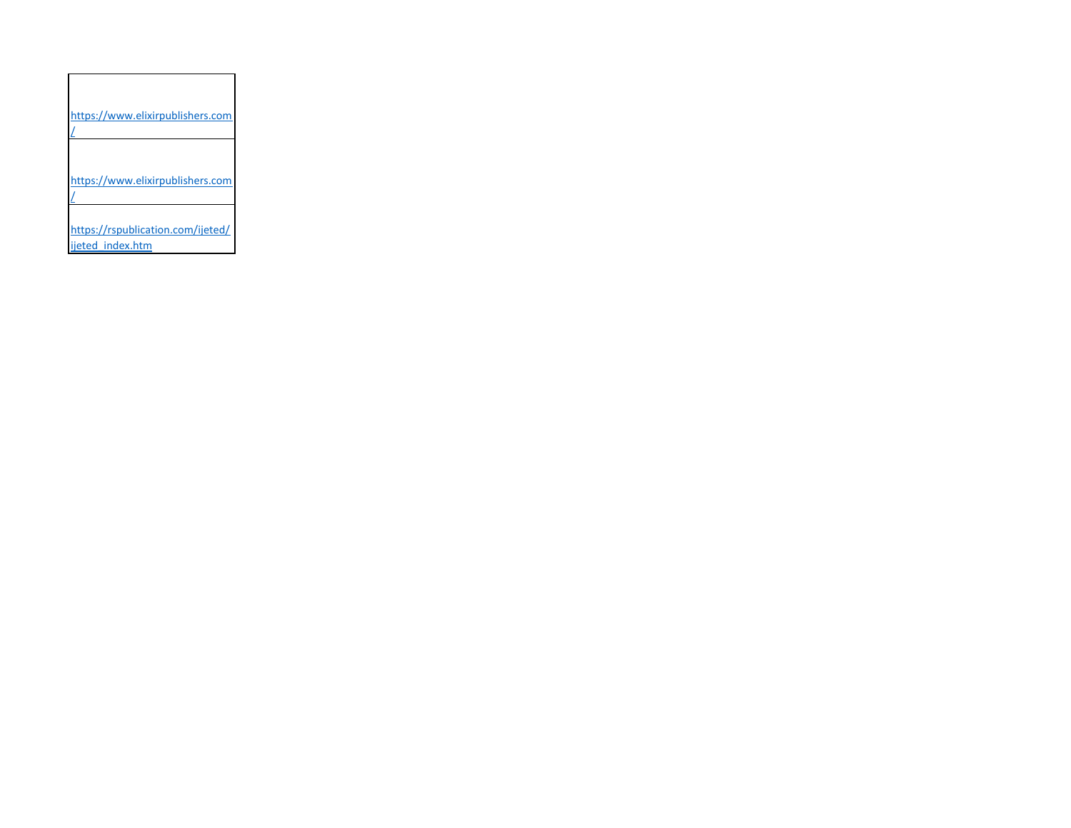| |
|---|
| https://www.elixirpublishers.com/ |
| https://www.elixirpublishers.com/ |
| https://rspublication.com/ijeted/ijeted_index.htm |